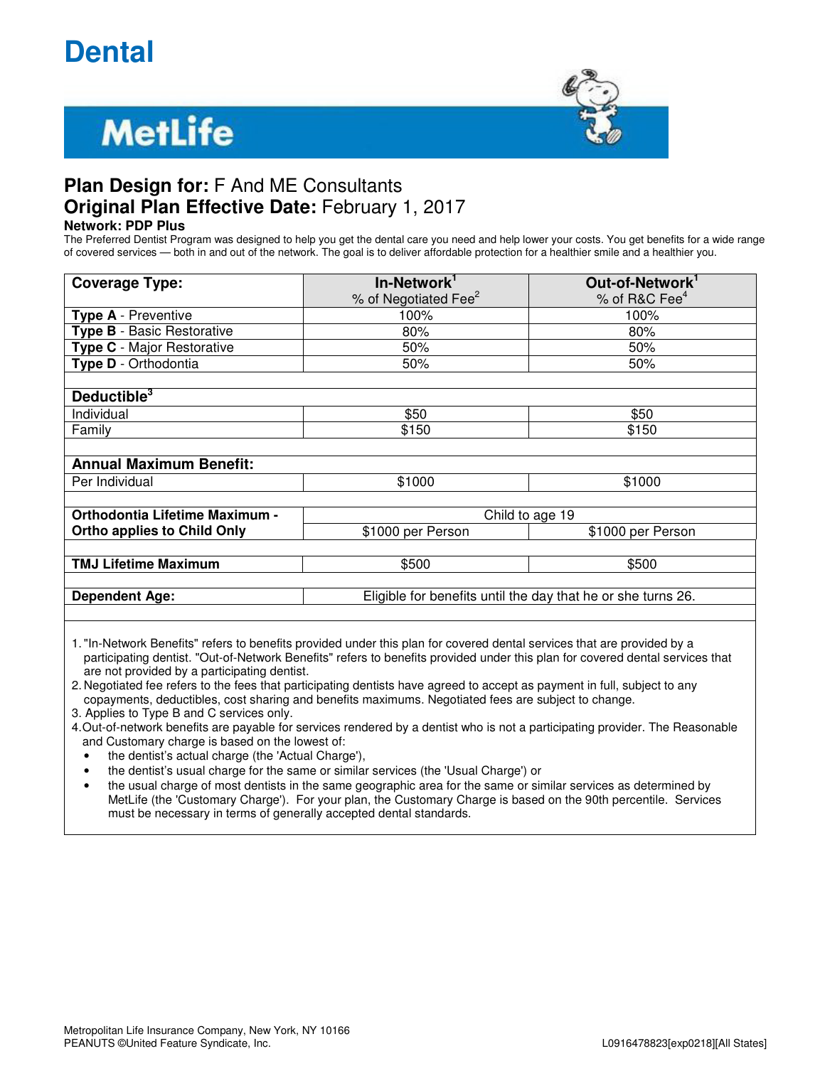# Dental

MetLife

## Plan Design for: F And ME Consultants

## Original Plan Effective Date: February 1, 2017

**Network: PDP Plus**

The Preferred Dentist Program was designed to help you get the dental care you need and help lower your costs. You get benefits for a wide range of covered services — both in and out of the network. The goal is to deliver affordable protection for a healthier smile and a healthier you.

| Coverage Type: | In-Network[1] % of Negotiated Fee[2] | Out-of-Network[1] % of R&C Fee[4] |
|---|---|---|
| **Type A** - Preventive | 100% | 100% |
| **Type B** - Basic Restorative | 80% | 80% |
| **Type C** - Major Restorative | 50% | 50% |
| **Type D** - Orthodontia | 50% | 50% |
| | | |
| **Deductible[3]** | | |
| Individual | $50 | $50 |
| Family | $150 | $150 |
| | | |
| **Annual Maximum Benefit:** | | |
| Per Individual | $1000 | $1000 |
| | | |
| **Orthodontia Lifetime Maximum - Ortho applies to Child Only** | Child to age 19 | |
| | $1000 per Person | $1000 per Person |
| | | |
| **TMJ Lifetime Maximum** | $500 | $500 |
| | | |
| **Dependent Age:** | Eligible for benefits until the day that he or she turns 26. | |

1. "In-Network Benefits" refers to benefits provided under this plan for covered dental services that are provided by a participating dentist. "Out-of-Network Benefits" refers to benefits provided under this plan for covered dental services that are not provided by a participating dentist.
2. Negotiated fee refers to the fees that participating dentists have agreed to accept as payment in full, subject to any copayments, deductibles, cost sharing and benefits maximums. Negotiated fees are subject to change.
3. Applies to Type B and C services only.
4. Out-of-network benefits are payable for services rendered by a dentist who is not a participating provider. The Reasonable and Customary charge is based on the lowest of:
   - the dentist's actual charge (the 'Actual Charge'),
   - the dentist's usual charge for the same or similar services (the 'Usual Charge') or
   - the usual charge of most dentists in the same geographic area for the same or similar services as determined by MetLife (the 'Customary Charge'). For your plan, the Customary Charge is based on the 90th percentile. Services must be necessary in terms of generally accepted dental standards.

Metropolitan Life Insurance Company, New York, NY 10166
PEANUTS ©United Feature Syndicate, Inc.

L0916478823[exp0218][All States]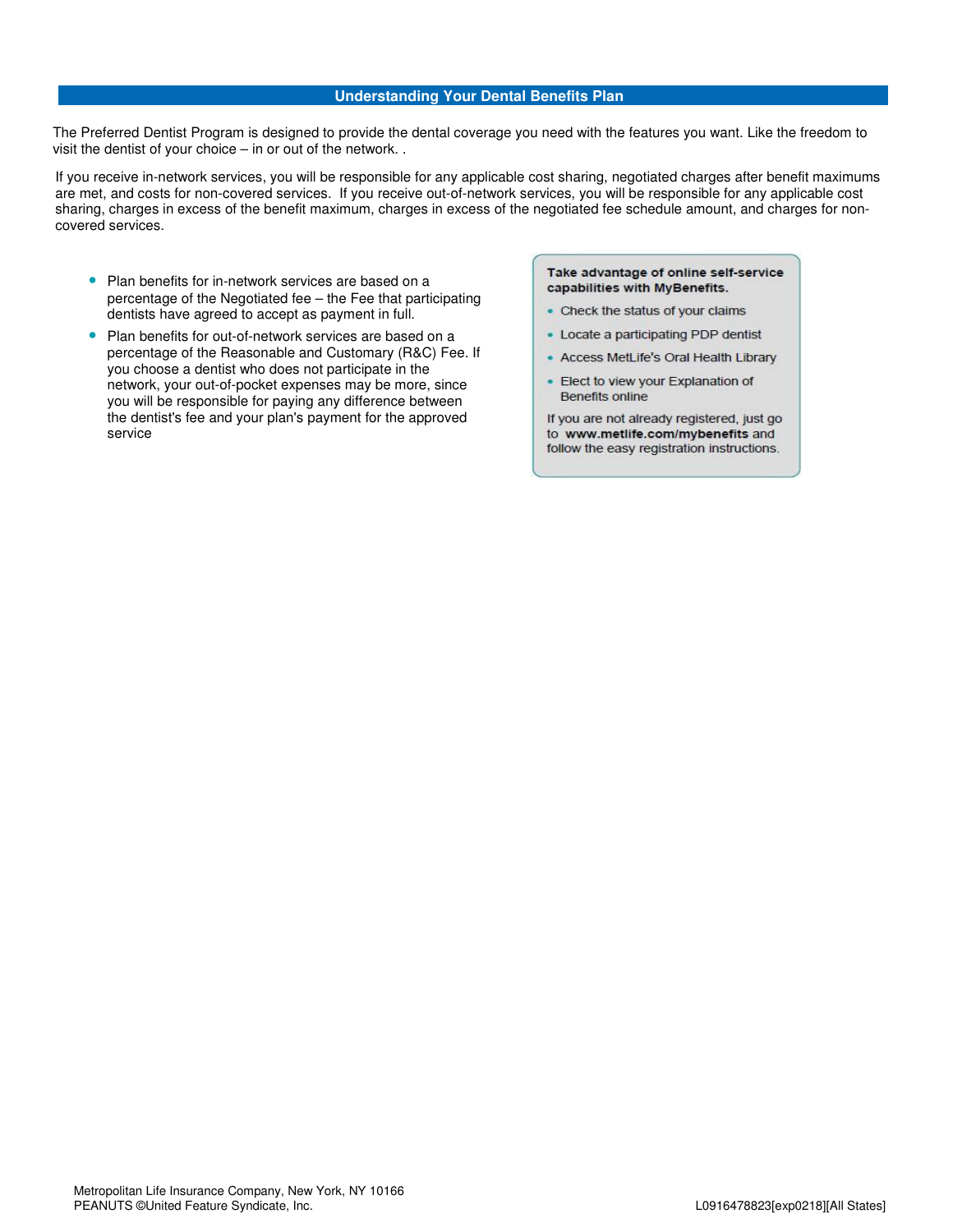## Understanding Your Dental Benefits Plan

The Preferred Dentist Program is designed to provide the dental coverage you need with the features you want. Like the freedom to visit the dentist of your choice – in or out of the network. .

If you receive in-network services, you will be responsible for any applicable cost sharing, negotiated charges after benefit maximums are met, and costs for non-covered services. If you receive out-of-network services, you will be responsible for any applicable cost sharing, charges in excess of the benefit maximum, charges in excess of the negotiated fee schedule amount, and charges for non-covered services.

- Plan benefits for in-network services are based on a percentage of the Negotiated fee – the Fee that participating dentists have agreed to accept as payment in full.
- Plan benefits for out-of-network services are based on a percentage of the Reasonable and Customary (R&C) Fee. If you choose a dentist who does not participate in the network, your out-of-pocket expenses may be more, since you will be responsible for paying any difference between the dentist's fee and your plan's payment for the approved service

**Take advantage of online self-service capabilities with MyBenefits.**

- Check the status of your claims
- Locate a participating PDP dentist
- Access MetLife's Oral Health Library
- Elect to view your Explanation of Benefits online

If you are not already registered, just go to **www.metlife.com/mybenefits** and follow the easy registration instructions.

Metropolitan Life Insurance Company, New York, NY 10166
PEANUTS ©United Feature Syndicate, Inc.

L0916478823[exp0218][All States]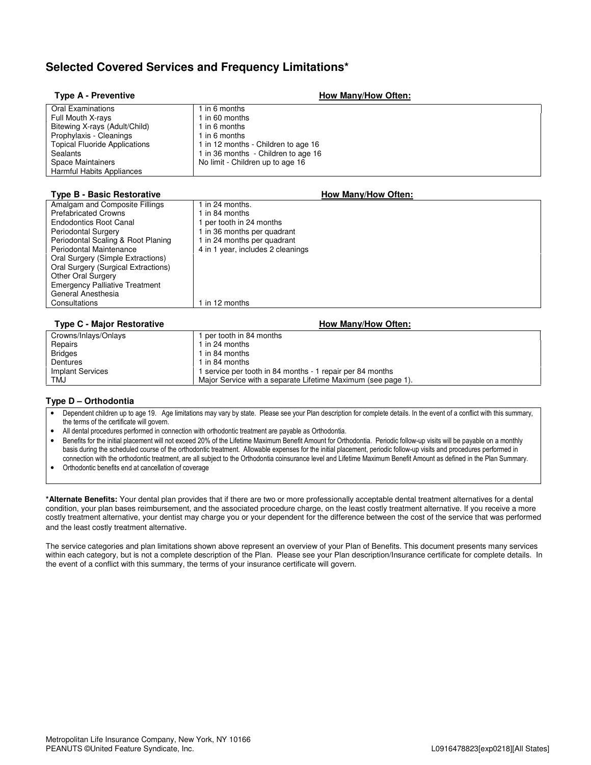## Selected Covered Services and Frequency Limitations*

| Type A - Preventive | How Many/How Often: |
|---|---|
| Oral Examinations | 1 in 6 months |
| Full Mouth X-rays | 1 in 60 months |
| Bitewing X-rays (Adult/Child) | 1 in 6 months |
| Prophylaxis - Cleanings | 1 in 6 months |
| Topical Fluoride Applications | 1 in 12 months - Children to age 16 |
| Sealants | 1 in 36 months - Children to age 16 |
| Space Maintainers | No limit - Children up to age 16 |
| Harmful Habits Appliances | |

| Type B - Basic Restorative | How Many/How Often: |
|---|---|
| Amalgam and Composite Fillings | 1 in 24 months. |
| Prefabricated Crowns | 1 in 84 months |
| Endodontics Root Canal | 1 per tooth in 24 months |
| Periodontal Surgery | 1 in 36 months per quadrant |
| Periodontal Scaling & Root Planing | 1 in 24 months per quadrant |
| Periodontal Maintenance | 4 in 1 year, includes 2 cleanings |
| Oral Surgery (Simple Extractions) | |
| Oral Surgery (Surgical Extractions) | |
| Other Oral Surgery | |
| Emergency Palliative Treatment | |
| General Anesthesia | |
| Consultations | 1 in 12 months |

| Type C - Major Restorative | How Many/How Often: |
|---|---|
| Crowns/Inlays/Onlays | 1 per tooth in 84 months |
| Repairs | 1 in 24 months |
| Bridges | 1 in 84 months |
| Dentures | 1 in 84 months |
| Implant Services | 1 service per tooth in 84 months - 1 repair per 84 months |
| TMJ | Major Service with a separate Lifetime Maximum (see page 1). |

### Type D – Orthodontia

- Dependent children up to age 19. Age limitations may vary by state. Please see your Plan description for complete details. In the event of a conflict with this summary, the terms of the certificate will govern.
- All dental procedures performed in connection with orthodontic treatment are payable as Orthodontia.
- Benefits for the initial placement will not exceed 20% of the Lifetime Maximum Benefit Amount for Orthodontia. Periodic follow-up visits will be payable on a monthly basis during the scheduled course of the orthodontic treatment. Allowable expenses for the initial placement, periodic follow-up visits and procedures performed in connection with the orthodontic treatment, are all subject to the Orthodontia coinsurance level and Lifetime Maximum Benefit Amount as defined in the Plan Summary.
- Orthodontic benefits end at cancellation of coverage

***Alternate Benefits:** Your dental plan provides that if there are two or more professionally acceptable dental treatment alternatives for a dental condition, your plan bases reimbursement, and the associated procedure charge, on the least costly treatment alternative. If you receive a more costly treatment alternative, your dentist may charge you or your dependent for the difference between the cost of the service that was performed and the least costly treatment alternative.

The service categories and plan limitations shown above represent an overview of your Plan of Benefits. This document presents many services within each category, but is not a complete description of the Plan. Please see your Plan description/Insurance certificate for complete details. In the event of a conflict with this summary, the terms of your insurance certificate will govern.

Metropolitan Life Insurance Company, New York, NY 10166
PEANUTS ©United Feature Syndicate, Inc.

L0916478823[exp0218][All States]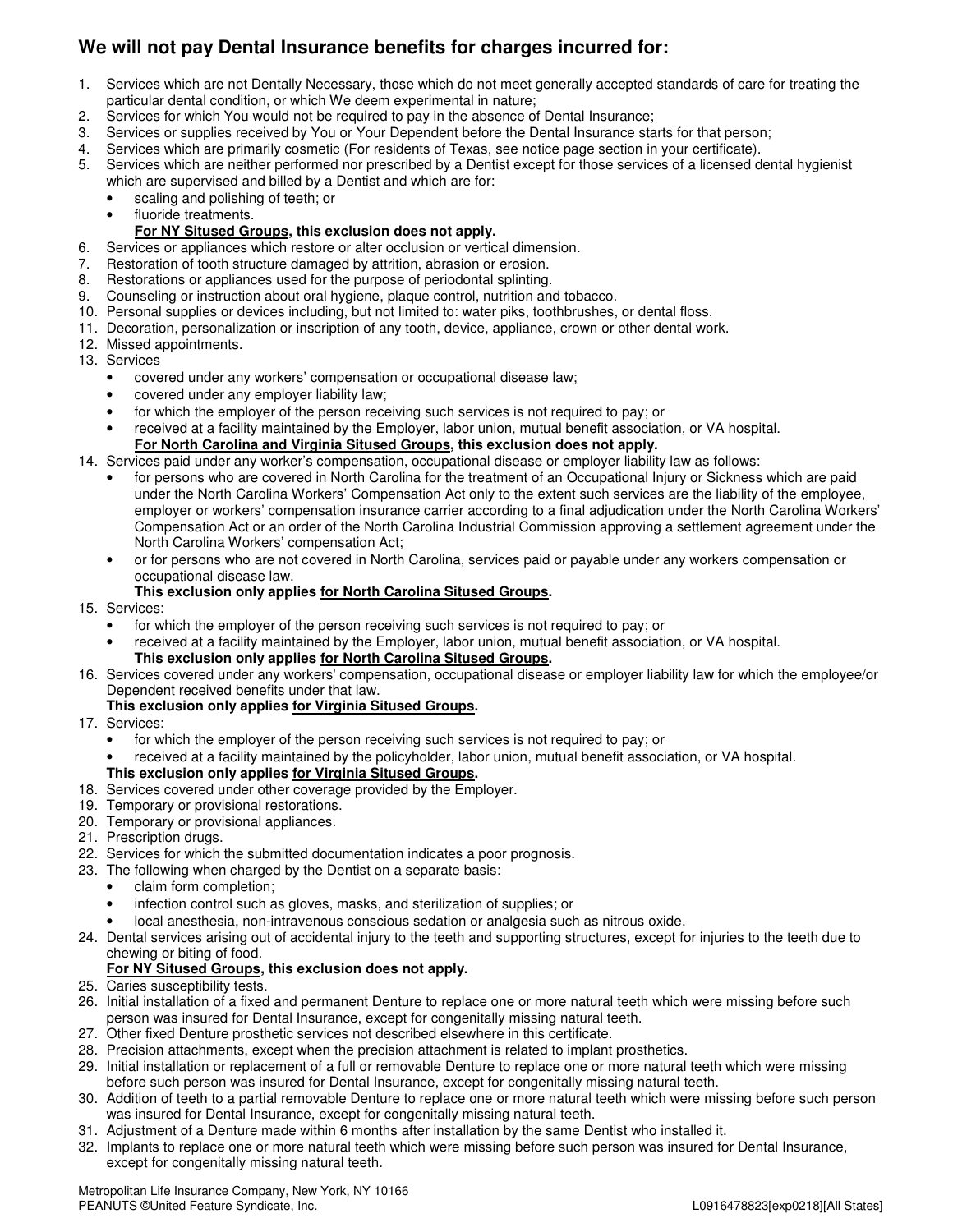## We will not pay Dental Insurance benefits for charges incurred for:

1. Services which are not Dentally Necessary, those which do not meet generally accepted standards of care for treating the particular dental condition, or which We deem experimental in nature;
2. Services for which You would not be required to pay in the absence of Dental Insurance;
3. Services or supplies received by You or Your Dependent before the Dental Insurance starts for that person;
4. Services which are primarily cosmetic (For residents of Texas, see notice page section in your certificate).
5. Services which are neither performed nor prescribed by a Dentist except for those services of a licensed dental hygienist which are supervised and billed by a Dentist and which are for:
   - scaling and polishing of teeth; or
   - fluoride treatments.

   **For NY Sitused Groups, this exclusion does not apply.**
6. Services or appliances which restore or alter occlusion or vertical dimension.
7. Restoration of tooth structure damaged by attrition, abrasion or erosion.
8. Restorations or appliances used for the purpose of periodontal splinting.
9. Counseling or instruction about oral hygiene, plaque control, nutrition and tobacco.
10. Personal supplies or devices including, but not limited to: water piks, toothbrushes, or dental floss.
11. Decoration, personalization or inscription of any tooth, device, appliance, crown or other dental work.
12. Missed appointments.
13. Services
    - covered under any workers' compensation or occupational disease law;
    - covered under any employer liability law;
    - for which the employer of the person receiving such services is not required to pay; or
    - received at a facility maintained by the Employer, labor union, mutual benefit association, or VA hospital.

    **For North Carolina and Virginia Sitused Groups, this exclusion does not apply.**
14. Services paid under any worker's compensation, occupational disease or employer liability law as follows:
    - for persons who are covered in North Carolina for the treatment of an Occupational Injury or Sickness which are paid under the North Carolina Workers' Compensation Act only to the extent such services are the liability of the employee, employer or workers' compensation insurance carrier according to a final adjudication under the North Carolina Workers' Compensation Act or an order of the North Carolina Industrial Commission approving a settlement agreement under the North Carolina Workers' compensation Act;
    - or for persons who are not covered in North Carolina, services paid or payable under any workers compensation or occupational disease law.

    **This exclusion only applies for North Carolina Sitused Groups.**
15. Services:
    - for which the employer of the person receiving such services is not required to pay; or
    - received at a facility maintained by the Employer, labor union, mutual benefit association, or VA hospital.

    **This exclusion only applies for North Carolina Sitused Groups.**
16. Services covered under any workers' compensation, occupational disease or employer liability law for which the employee/or Dependent received benefits under that law.

    **This exclusion only applies for Virginia Sitused Groups.**
17. Services:
    - for which the employer of the person receiving such services is not required to pay; or
    - received at a facility maintained by the policyholder, labor union, mutual benefit association, or VA hospital.

    **This exclusion only applies for Virginia Sitused Groups.**
18. Services covered under other coverage provided by the Employer.
19. Temporary or provisional restorations.
20. Temporary or provisional appliances.
21. Prescription drugs.
22. Services for which the submitted documentation indicates a poor prognosis.
23. The following when charged by the Dentist on a separate basis:
    - claim form completion;
    - infection control such as gloves, masks, and sterilization of supplies; or
    - local anesthesia, non-intravenous conscious sedation or analgesia such as nitrous oxide.
24. Dental services arising out of accidental injury to the teeth and supporting structures, except for injuries to the teeth due to chewing or biting of food.

    **For NY Sitused Groups, this exclusion does not apply.**
25. Caries susceptibility tests.
26. Initial installation of a fixed and permanent Denture to replace one or more natural teeth which were missing before such person was insured for Dental Insurance, except for congenitally missing natural teeth.
27. Other fixed Denture prosthetic services not described elsewhere in this certificate.
28. Precision attachments, except when the precision attachment is related to implant prosthetics.
29. Initial installation or replacement of a full or removable Denture to replace one or more natural teeth which were missing before such person was insured for Dental Insurance, except for congenitally missing natural teeth.
30. Addition of teeth to a partial removable Denture to replace one or more natural teeth which were missing before such person was insured for Dental Insurance, except for congenitally missing natural teeth.
31. Adjustment of a Denture made within 6 months after installation by the same Dentist who installed it.
32. Implants to replace one or more natural teeth which were missing before such person was insured for Dental Insurance, except for congenitally missing natural teeth.

Metropolitan Life Insurance Company, New York, NY 10166
PEANUTS ©United Feature Syndicate, Inc.
L0916478823[exp0218][All States]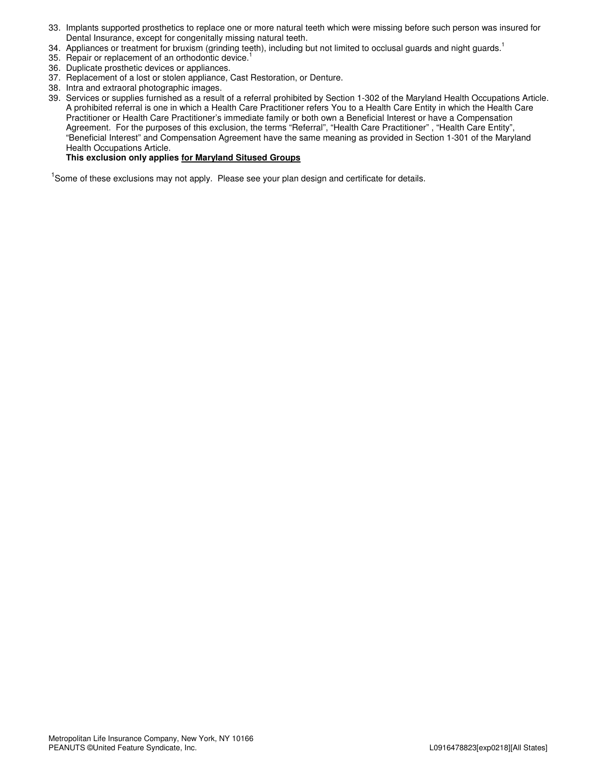33. Implants supported prosthetics to replace one or more natural teeth which were missing before such person was insured for Dental Insurance, except for congenitally missing natural teeth.
34. Appliances or treatment for bruxism (grinding teeth), including but not limited to occlusal guards and night guards.[1]
35. Repair or replacement of an orthodontic device.[1]
36. Duplicate prosthetic devices or appliances.
37. Replacement of a lost or stolen appliance, Cast Restoration, or Denture.
38. Intra and extraoral photographic images.
39. Services or supplies furnished as a result of a referral prohibited by Section 1-302 of the Maryland Health Occupations Article. A prohibited referral is one in which a Health Care Practitioner refers You to a Health Care Entity in which the Health Care Practitioner or Health Care Practitioner's immediate family or both own a Beneficial Interest or have a Compensation Agreement. For the purposes of this exclusion, the terms "Referral", "Health Care Practitioner" , "Health Care Entity", "Beneficial Interest" and Compensation Agreement have the same meaning as provided in Section 1-301 of the Maryland Health Occupations Article.
    **This exclusion only applies <u>for Maryland Sitused Groups</u>**

[1]Some of these exclusions may not apply. Please see your plan design and certificate for details.

Metropolitan Life Insurance Company, New York, NY 10166
PEANUTS ©United Feature Syndicate, Inc.

L0916478823[exp0218][All States]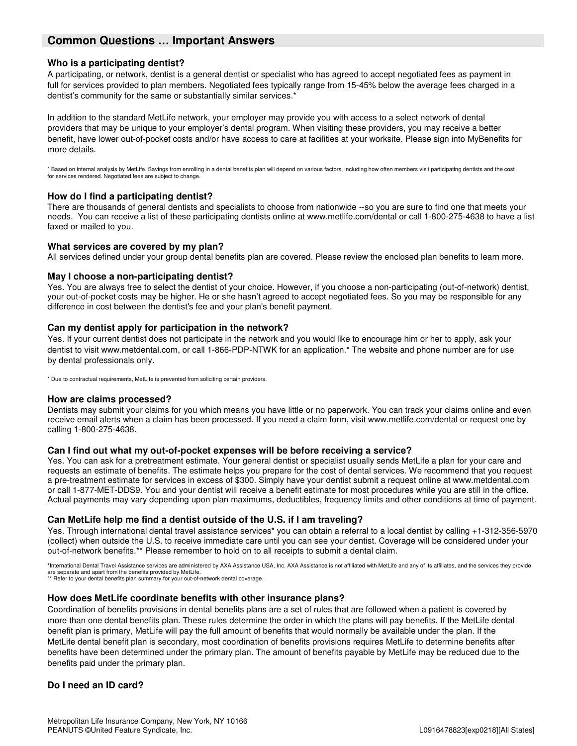## Common Questions … Important Answers

### Who is a participating dentist?

A participating, or network, dentist is a general dentist or specialist who has agreed to accept negotiated fees as payment in full for services provided to plan members. Negotiated fees typically range from 15-45% below the average fees charged in a dentist's community for the same or substantially similar services.*

In addition to the standard MetLife network, your employer may provide you with access to a select network of dental providers that may be unique to your employer's dental program. When visiting these providers, you may receive a better benefit, have lower out-of-pocket costs and/or have access to care at facilities at your worksite. Please sign into MyBenefits for more details.

* Based on internal analysis by MetLife. Savings from enrolling in a dental benefits plan will depend on various factors, including how often members visit participating dentists and the cost for services rendered. Negotiated fees are subject to change.

### How do I find a participating dentist?

There are thousands of general dentists and specialists to choose from nationwide --so you are sure to find one that meets your needs. You can receive a list of these participating dentists online at www.metlife.com/dental or call 1-800-275-4638 to have a list faxed or mailed to you.

### What services are covered by my plan?

All services defined under your group dental benefits plan are covered. Please review the enclosed plan benefits to learn more.

### May I choose a non-participating dentist?

Yes. You are always free to select the dentist of your choice. However, if you choose a non-participating (out-of-network) dentist, your out-of-pocket costs may be higher. He or she hasn't agreed to accept negotiated fees. So you may be responsible for any difference in cost between the dentist's fee and your plan's benefit payment.

### Can my dentist apply for participation in the network?

Yes. If your current dentist does not participate in the network and you would like to encourage him or her to apply, ask your dentist to visit www.metdental.com, or call 1-866-PDP-NTWK for an application.* The website and phone number are for use by dental professionals only.

* Due to contractual requirements, MetLife is prevented from soliciting certain providers.

### How are claims processed?

Dentists may submit your claims for you which means you have little or no paperwork. You can track your claims online and even receive email alerts when a claim has been processed. If you need a claim form, visit www.metlife.com/dental or request one by calling 1-800-275-4638.

### Can I find out what my out-of-pocket expenses will be before receiving a service?

Yes. You can ask for a pretreatment estimate. Your general dentist or specialist usually sends MetLife a plan for your care and requests an estimate of benefits. The estimate helps you prepare for the cost of dental services. We recommend that you request a pre-treatment estimate for services in excess of $300. Simply have your dentist submit a request online at www.metdental.com or call 1-877-MET-DDS9. You and your dentist will receive a benefit estimate for most procedures while you are still in the office. Actual payments may vary depending upon plan maximums, deductibles, frequency limits and other conditions at time of payment.

### Can MetLife help me find a dentist outside of the U.S. if I am traveling?

Yes. Through international dental travel assistance services* you can obtain a referral to a local dentist by calling +1-312-356-5970 (collect) when outside the U.S. to receive immediate care until you can see your dentist. Coverage will be considered under your out-of-network benefits.** Please remember to hold on to all receipts to submit a dental claim.

*International Dental Travel Assistance services are administered by AXA Assistance USA, Inc. AXA Assistance is not affiliated with MetLife and any of its affiliates, and the services they provide are separate and apart from the benefits provided by MetLife.
** Refer to your dental benefits plan summary for your out-of-network dental coverage.

### How does MetLife coordinate benefits with other insurance plans?

Coordination of benefits provisions in dental benefits plans are a set of rules that are followed when a patient is covered by more than one dental benefits plan. These rules determine the order in which the plans will pay benefits. If the MetLife dental benefit plan is primary, MetLife will pay the full amount of benefits that would normally be available under the plan. If the MetLife dental benefit plan is secondary, most coordination of benefits provisions requires MetLife to determine benefits after benefits have been determined under the primary plan. The amount of benefits payable by MetLife may be reduced due to the benefits paid under the primary plan.

### Do I need an ID card?

Metropolitan Life Insurance Company, New York, NY 10166
PEANUTS ©United Feature Syndicate, Inc.

L0916478823[exp0218][All States]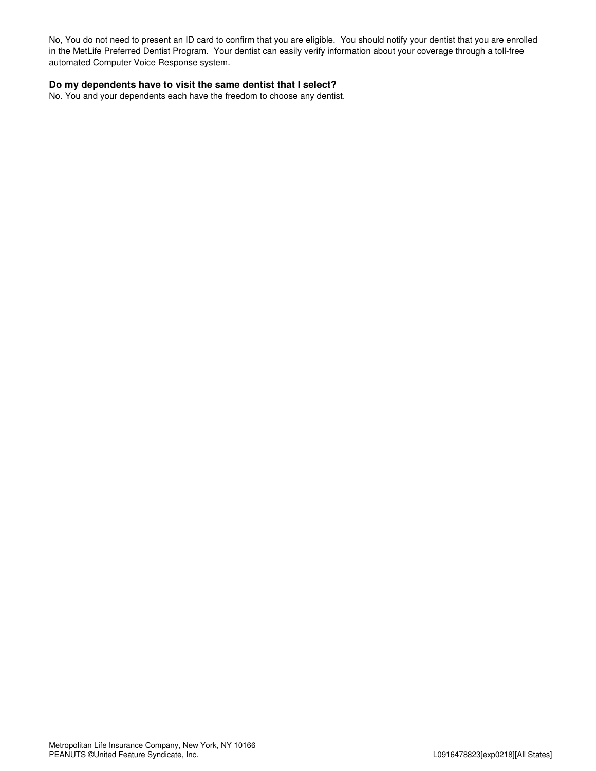No, You do not need to present an ID card to confirm that you are eligible. You should notify your dentist that you are enrolled in the MetLife Preferred Dentist Program. Your dentist can easily verify information about your coverage through a toll-free automated Computer Voice Response system.

**Do my dependents have to visit the same dentist that I select?**

No. You and your dependents each have the freedom to choose any dentist.

Metropolitan Life Insurance Company, New York, NY 10166
PEANUTS ©United Feature Syndicate, Inc.

L0916478823[exp0218][All States]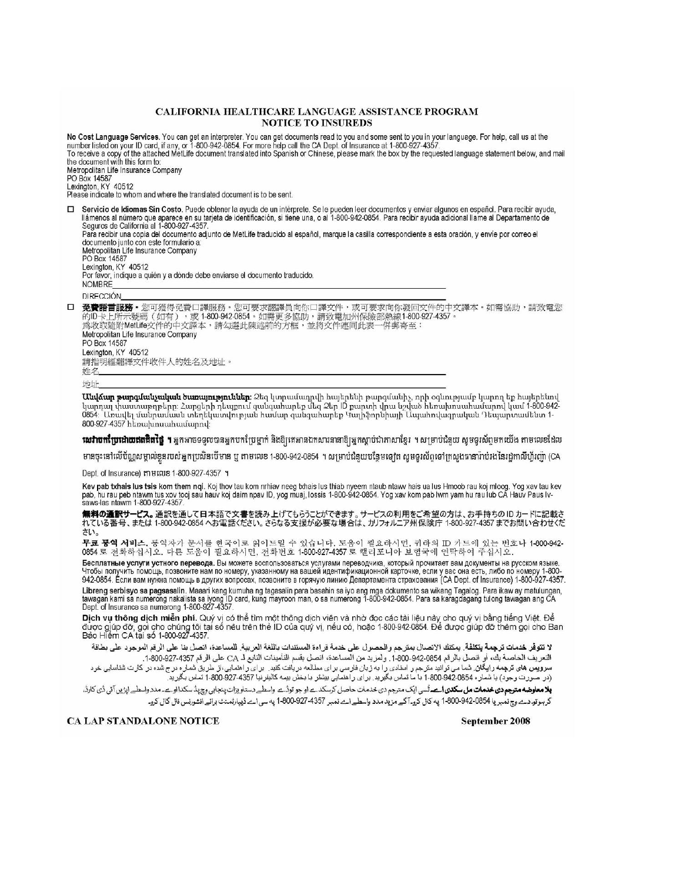# CALIFORNIA HEALTHCARE LANGUAGE ASSISTANCE PROGRAM
## NOTICE TO INSUREDS

**No Cost Language Services.** You can get an interpreter. You can get documents read to you and some sent to you in your language. For help, call us at the number listed on your ID card, if any, or 1-800-942-0854. For more help call the CA Dept. of Insurance at 1-800-927-4357.
To receive a copy of the attached MetLife document translated into Spanish or Chinese, please mark the box by the requested language statement below, and mail the document with this form to:
Metropolitan Life Insurance Company
PO Box 14587
Lexington, KY 40512
Please indicate to whom and where the translated document is to be sent.

☐ **Servicio de Idiomas Sin Costo.** Puede obtener la ayuda de un intérprete. Se le pueden leer documentos y enviar algunos en español. Para recibir ayuda, llámenos al número que aparece en su tarjeta de identificación, si tiene una, o al 1-800-942-0854. Para recibir ayuda adicional llame al Departamento de Seguros de California al 1-800-927-4357.
Para recibir una copia del documento adjunto de MetLife traducido al español, marque la casilla correspondiente a esta oración, y envíe por correo el documento junto con este formulario a:
Metropolitan Life Insurance Company
PO Box 14587
Lexington, KY 40512
Por favor, indique a quién y a donde debe enviarse el documento traducido.
NOMBRE\_\_\_\_\_\_\_\_\_\_\_\_\_\_\_\_\_\_\_\_\_\_\_\_\_\_\_\_\_\_\_\_\_\_\_\_\_\_\_\_
DIRECCIÓN\_\_\_\_\_\_\_\_\_\_\_\_\_\_\_\_\_\_\_\_\_\_\_\_\_\_\_\_\_\_\_\_\_\_\_\_\_\_\_\_

☐ **免費語言服務。**您可獲得免費口譯服務。您可要求翻譯員向你口譯文件，或可要求向你發回文件的中文譯本。如需協助，請致電您的ID卡上所示號碼（如有），或 1-800-942-0854。如需更多協助，請致電加州保險部熱線1-800-927-4357。
為收取隨附MetLife文件的中文譯本，請勾選此陳述前的方框，並將文件連同此表一併郵寄至：
Metropolitan Life Insurance Company
PO Box 14587
Lexington, KY 40512
請指明經翻譯文件收件人的姓名及地址。
姓名\_\_\_\_\_\_\_\_\_\_\_\_\_\_\_\_\_\_\_\_\_\_\_\_\_\_\_\_\_\_\_\_\_\_\_\_\_\_\_\_
地址\_\_\_\_\_\_\_\_\_\_\_\_\_\_\_\_\_\_\_\_\_\_\_\_\_\_\_\_\_\_\_\_\_\_\_\_\_\_\_\_

**Անվճար թարգմանչական ծառայություններ:** Ձեզ կտրամադրվի հայերենի թարգմանիչ, որի օգնությամբ կարող եք հայերենով կարդալ փաստաթղթերը: Հարցերի դեպքում զանգահարեք մեզ Ձեր ID քարտի վրա նշված հեռախոսահամարով կամ 1-800-942-0854: Առավել մանրամասն տեղեկության համար զանգահարեք Կալիֆորնիայի Ապահովագրական Դեպարտամենտ 1-800-927-4357 հեռախոսահամարով:

**សេវាបកប្រែដោយឥតគិតថ្លៃ** ។ អ្នកអាចទទួលបានអ្នកបកប្រែម្នាក់ និងឱ្យគេអានឯកសារនានាឱ្យអ្នកស្តាប់ជាភាសាខ្មែរ ។ សម្រាប់ជំនួយ សូមទូរស័ព្ទមកយើង តាមលេខដែលមានចុះនៅលើប័ណ្ណសម្គាល់ខ្លួនរបស់អ្នកប្រសិនបើមាន ឬ តាមលេខ 1-800-942-0854 ។ សម្រាប់ជំនួយបន្ថែមទៀត សូមទូរស័ព្ទទៅក្រសួងធានារ៉ាប់រងនៃរដ្ឋកាលីហ្វ័រញ៉ា (CA Dept. of Insurance) តាមលេខ 1-800-927-4357 ។

**Kev pab txhais lus tsis kom them nqi.** Koj thov tau kom nrhiav neeg txhais lus thiab nyeem ntaub ntawv hais ua lus Hmoob rau koj mloog. Yog xav tau kev pab, hu rau peb ntawm tus xov tooj sau hauv koj daim npav ID, yog muaj, lossis 1-800-942-0854. Yog xav kom pab lwm yam hu rau lub CA Hauv Paus Iv-saws-las ntawm 1-800-927-4357.

**無料の通訳サービス。**通訳を通して日本語で文書を読み上げてもらうことができます。サービスの利用をご希望の方は、お手持ちのIDカードに記載されている番号、または 1-800-942-0854 へお電話ください。さらなる支援が必要な場合は、カリフォルニア州保険庁 1-800-927-4357 までお問い合わせください。

**무료 통역 서비스.** 통역자가 문서를 한국어로 읽어드릴 수 있습니다. 도움이 필요하시면, 귀하의 ID 카드에 있는 번호나 1-800-942-0854로 전화하십시오. 다른 도움이 필요하시면, 전화번호 1-800-927-4357로 캘리포니아 보험국에 연락하여 주십시오.

**Бесплатные услуги устного перевода.** Вы можете воспользоваться услугами переводчика, который прочитает вам документы на русском языке. Чтобы получить помощь, позвоните нам по номеру, указанному на вашей идентификационной карточке, если у вас она есть, либо по номеру 1-800-942-0854. Если вам нужна помощь в других вопросах, позвоните в горячую линию Департамента страхования (CA Dept. of Insurance) 1-800-927-4357.

**Libreng serbisyo sa pagsasalin.** Maaari kang kumuha ng tagasalin para basahin sa iyo ang mga dokumento sa wikang Tagalog. Para ikaw ay matulungan, tawagan kami sa numerong nakalista sa iyong ID card, kung mayroon man, o sa numerong 1-800-942-0854. Para sa karagdagang tulong tawagan ang CA Dept. of Insurance sa numerong 1-800-927-4357.

**Dịch vụ thông dịch miễn phí.** Quý vị có thể tìm một thông dịch viên và nhờ đọc các tài liệu này cho quý vị bằng tiếng Việt. Để được giúp đỡ, gọi cho chúng tôi tại số nêu trên thẻ ID của quý vị, nếu có, hoặc 1-800-942-0854. Để được giúp đỡ thêm gọi cho Ban Bảo Hiểm CA tại số 1-800-927-4357.

**لا تتوفر خدمات ترجمة بتكلفة.** يمكنك الاتصال بمترجم والحصول على خدمة قراءة المستندات باللغة العربية. للمساعدة، اتصل بنا على الرقم الموجود على بطاقة التعريف الخاصة بك، أو اتصل بالرقم 1-800-942-0854. ولمزيد من المساعدة، اتصل بقسم التأمينات التابع لـ CA على الرقم 1-800-927-4357.

**سرویس های ترجمه رایگان.** شما می توانید مترجم و امدادی را به زبان فارسی برای مطالعه دریافت کنید. برای راهنمایی، از طریق شماره درج شده در کارت شناسایی خود (در صورت وجود) یا شماره 1-800-942-0854 با ما تماس بگیرید. برای راهنمایی بیشتر با بخش بیمه کالیفرنیا 1-800-927-4357 تماس بگیرید.

**بلا معاوضہ مترجم دی خدمات مل سکدی اے۔** تسی ایک مترجم دی خدمات حاصل کرسکدے او جو تواڈے واسطے دستاویزات پنجابی وچ پڑھ سکدا اوے۔ مدد واسطے اپڑیں آئی ڈی کارڈ، گرہوتو، دے وچ نمبر یا 1-800-942-0854 پہ کال کرو۔ آگے مزید مدد واسطے اے نمبر 1-800-927-4357 پہ سی اے ڈیپارٹمنٹ برائے انشورنس نال گل کرو۔

CA LAP STANDALONE NOTICE — September 2008